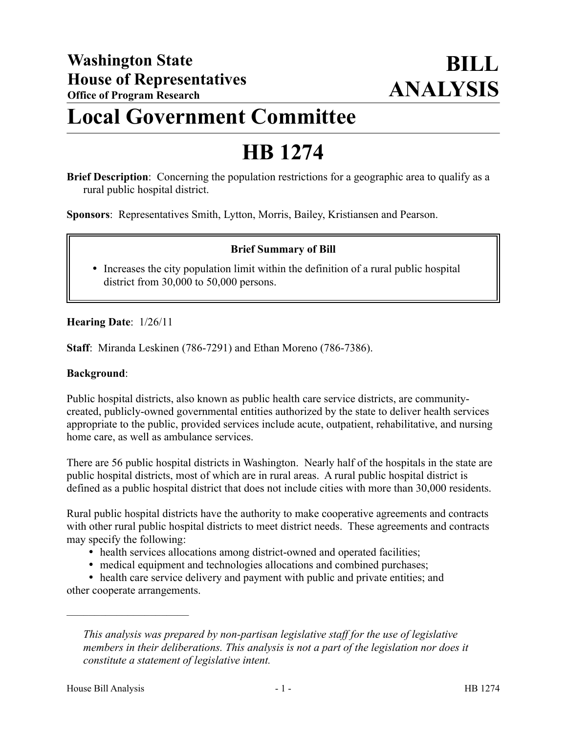# Washington State House of Representatives

**Office of Program Research**

# BILL ANALYSIS

# Local Government Committee

# HB 1274

**Brief Description**: Concerning the population restrictions for a geographic area to qualify as a rural public hospital district.

**Sponsors**: Representatives Smith, Lytton, Morris, Bailey, Kristiansen and Pearson.

**Brief Summary of Bill**

- Increases the city population limit within the definition of a rural public hospital district from 30,000 to 50,000 persons.

**Hearing Date**: 1/26/11

**Staff**: Miranda Leskinen (786-7291) and Ethan Moreno (786-7386).

**Background**:

Public hospital districts, also known as public health care service districts, are community-created, publicly-owned governmental entities authorized by the state to deliver health services appropriate to the public, provided services include acute, outpatient, rehabilitative, and nursing home care, as well as ambulance services.

There are 56 public hospital districts in Washington. Nearly half of the hospitals in the state are public hospital districts, most of which are in rural areas. A rural public hospital district is defined as a public hospital district that does not include cities with more than 30,000 residents.

Rural public hospital districts have the authority to make cooperative agreements and contracts with other rural public hospital districts to meet district needs. These agreements and contracts may specify the following:

- health services allocations among district-owned and operated facilities;
- medical equipment and technologies allocations and combined purchases;
- health care service delivery and payment with public and private entities; and

other cooperate arrangements.

---

*This analysis was prepared by non-partisan legislative staff for the use of legislative members in their deliberations. This analysis is not a part of the legislation nor does it constitute a statement of legislative intent.*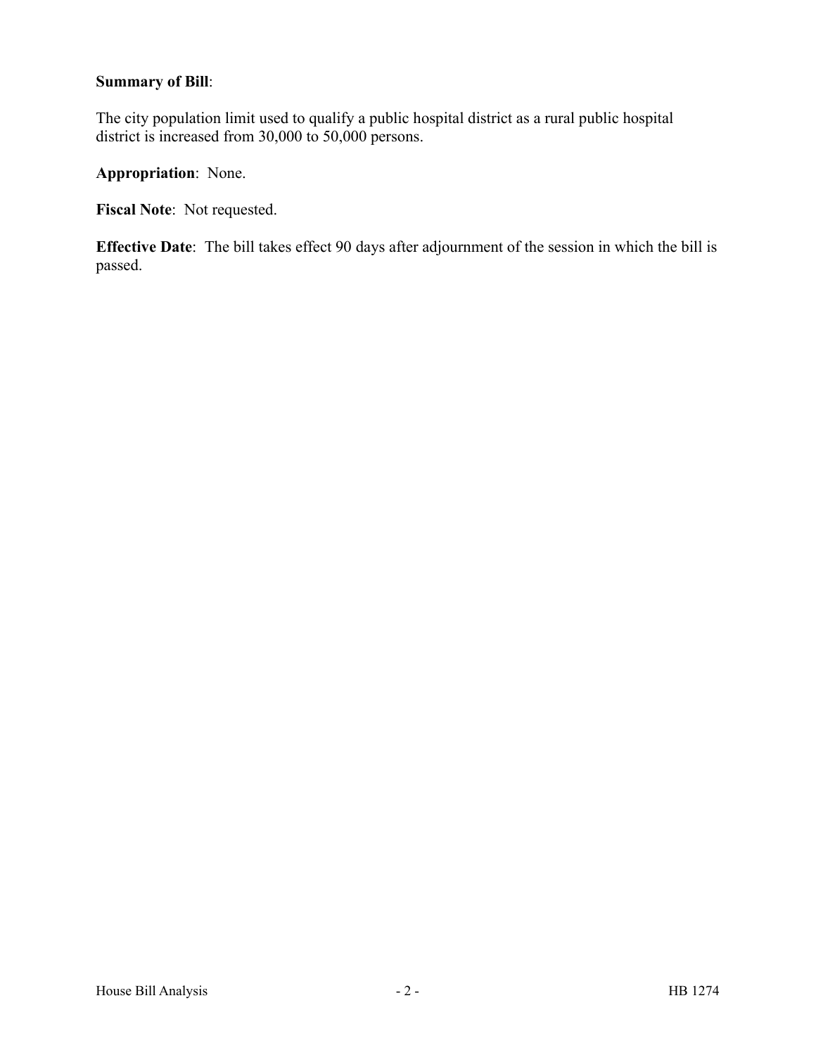**Summary of Bill**:

The city population limit used to qualify a public hospital district as a rural public hospital district is increased from 30,000 to 50,000 persons.

**Appropriation**: None.

**Fiscal Note**: Not requested.

**Effective Date**: The bill takes effect 90 days after adjournment of the session in which the bill is passed.